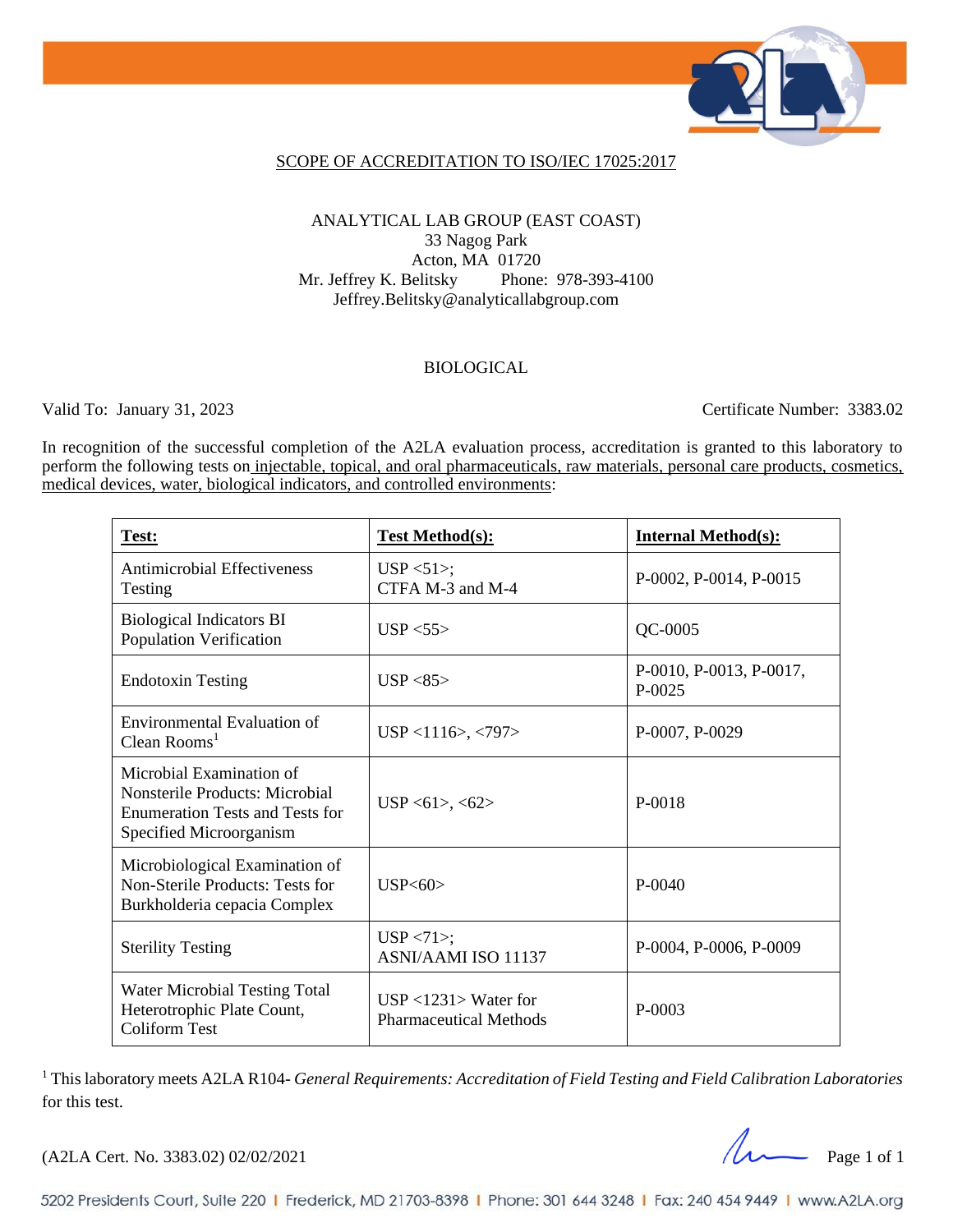## SCOPE OF ACCREDITATION TO ISO/IEC 17025:2017

ANALYTICAL LAB GROUP (EAST COAST)
33 Nagog Park
Acton, MA 01720
Mr. Jeffrey K. Belitsky Phone: 978-393-4100
Jeffrey.Belitsky@analyticallabgroup.com

### BIOLOGICAL

Valid To: January 31, 2023 Certificate Number: 3383.02

In recognition of the successful completion of the A2LA evaluation process, accreditation is granted to this laboratory to perform the following tests on injectable, topical, and oral pharmaceuticals, raw materials, personal care products, cosmetics, medical devices, water, biological indicators, and controlled environments:

| **Test:** | **Test Method(s):** | **Internal Method(s):** |
|---|---|---|
| Antimicrobial Effectiveness Testing | USP <51>; CTFA M-3 and M-4 | P-0002, P-0014, P-0015 |
| Biological Indicators BI Population Verification | USP <55> | QC-0005 |
| Endotoxin Testing | USP <85> | P-0010, P-0013, P-0017, P-0025 |
| Environmental Evaluation of Clean Rooms[1] | USP <1116>, <797> | P-0007, P-0029 |
| Microbial Examination of Nonsterile Products: Microbial Enumeration Tests and Tests for Specified Microorganism | USP <61>, <62> | P-0018 |
| Microbiological Examination of Non-Sterile Products: Tests for Burkholderia cepacia Complex | USP<60> | P-0040 |
| Sterility Testing | USP <71>; ASNI/AAMI ISO 11137 | P-0004, P-0006, P-0009 |
| Water Microbial Testing Total Heterotrophic Plate Count, Coliform Test | USP <1231> Water for Pharmaceutical Methods | P-0003 |

[1] This laboratory meets A2LA R104- *General Requirements: Accreditation of Field Testing and Field Calibration Laboratories* for this test.

(A2LA Cert. No. 3383.02) 02/02/2021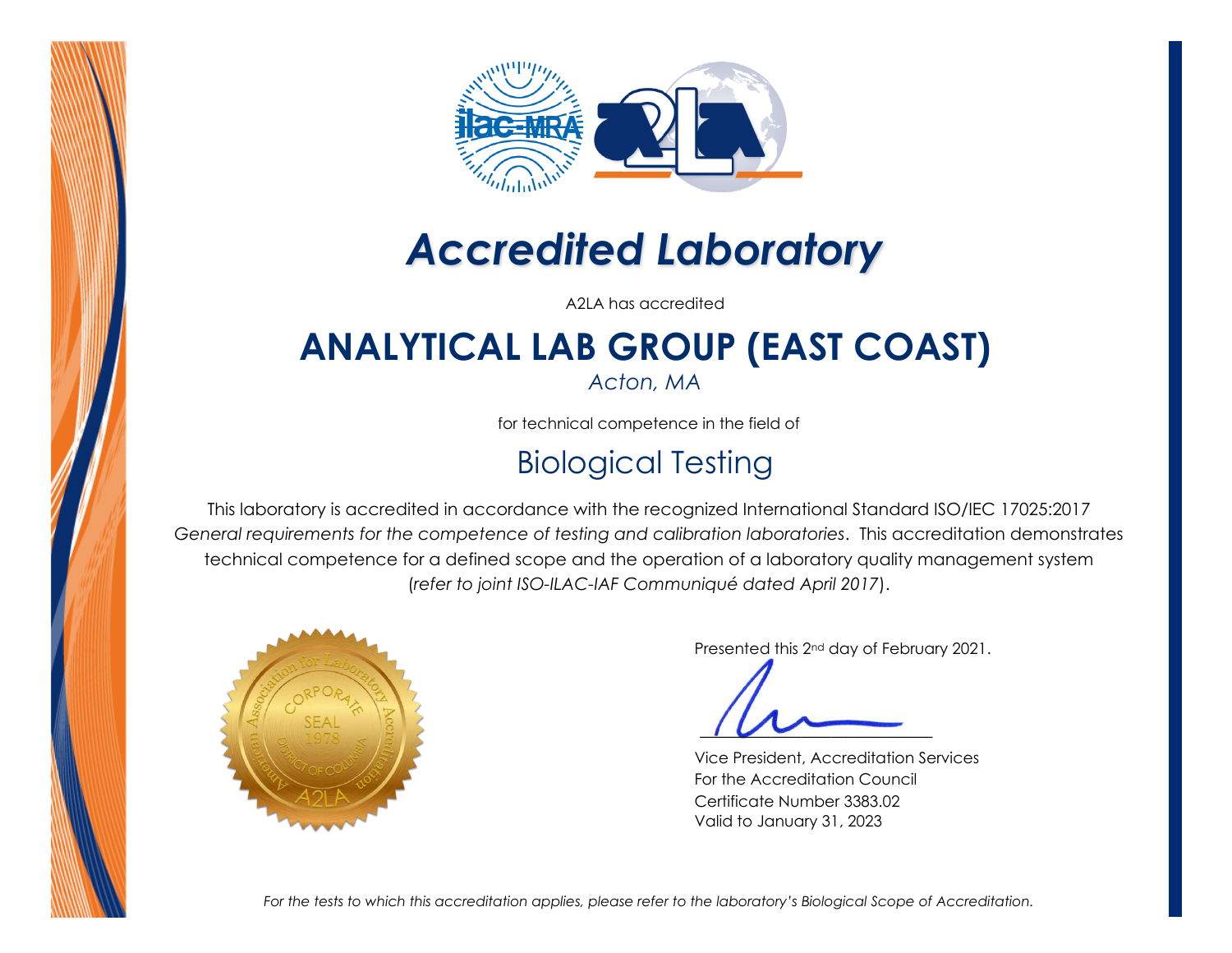# *Accredited Laboratory*

A2LA has accredited

## ANALYTICAL LAB GROUP (EAST COAST)

*Acton, MA*

for technical competence in the field of

## Biological Testing

This laboratory is accredited in accordance with the recognized International Standard ISO/IEC 17025:2017 *General requirements for the competence of testing and calibration laboratories*. This accreditation demonstrates technical competence for a defined scope and the operation of a laboratory quality management system (*refer to joint ISO-ILAC-IAF Communiqué dated April 2017*).

Presented this 2nd day of February 2021.

Vice President, Accreditation Services
For the Accreditation Council
Certificate Number 3383.02
Valid to January 31, 2023

*For the tests to which this accreditation applies, please refer to the laboratory's Biological Scope of Accreditation.*